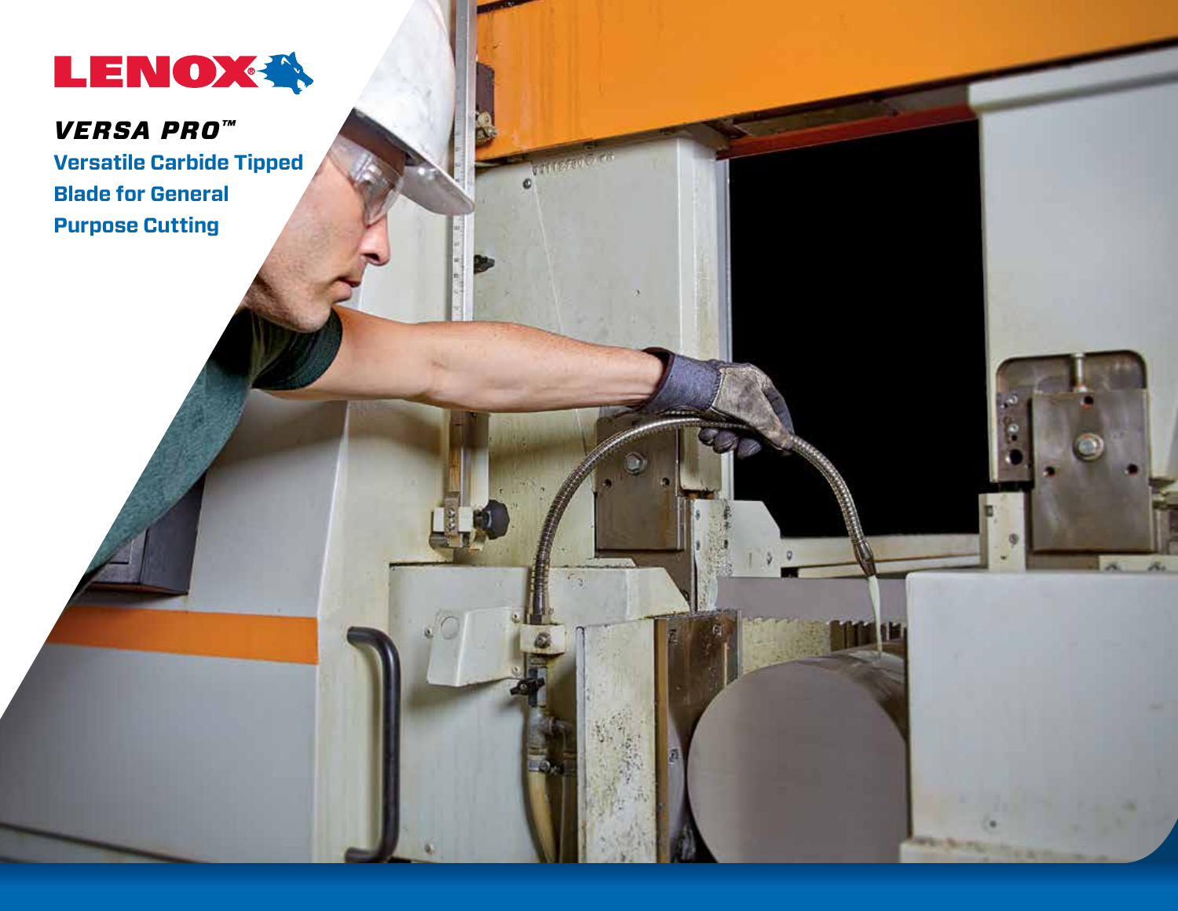LENOX

# *VERSA PRO™*

## Versatile Carbide Tipped Blade for General Purpose Cutting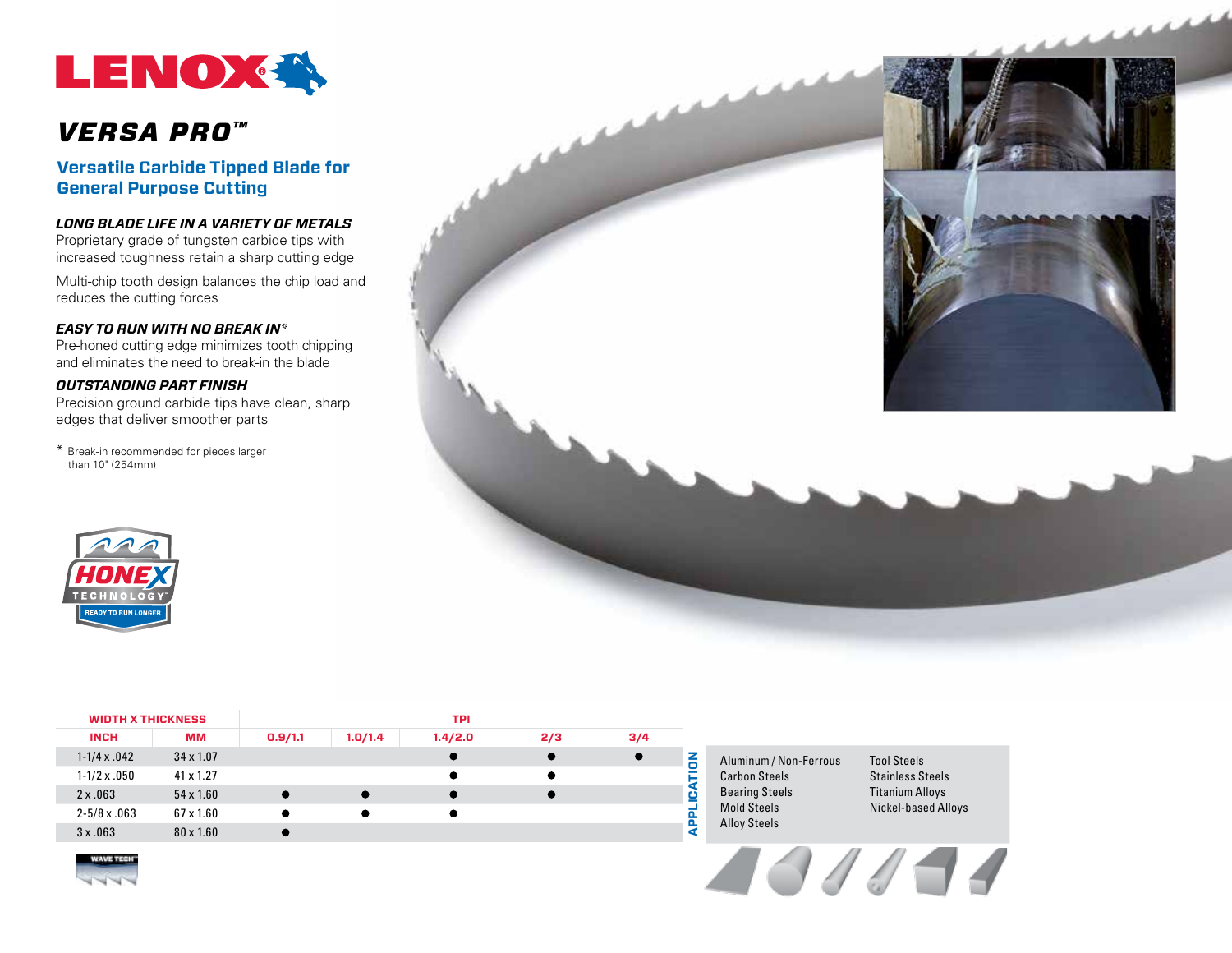# LENOX

## VERSA PRO™

### Versatile Carbide Tipped Blade for General Purpose Cutting

***LONG BLADE LIFE IN A VARIETY OF METALS***

Proprietary grade of tungsten carbide tips with increased toughness retain a sharp cutting edge

Multi-chip tooth design balances the chip load and reduces the cutting forces

***EASY TO RUN WITH NO BREAK IN****

Pre-honed cutting edge minimizes tooth chipping and eliminates the need to break-in the blade

***OUTSTANDING PART FINISH***

Precision ground carbide tips have clean, sharp edges that deliver smoother parts

\* Break-in recommended for pieces larger than 10" (254mm)

HONEX TECHNOLOGY™ READY TO RUN LONGER

| WIDTH X THICKNESS | | TPI | | | | |
|---|---|---|---|---|---|---|
| INCH | MM | 0.9/1.1 | 1.0/1.4 | 1.4/2.0 | 2/3 | 3/4 |
| 1-1/4 x .042 | 34 x 1.07 | | | ● | ● | ● |
| 1-1/2 x .050 | 41 x 1.27 | | | ● | ● | |
| 2 x .063 | 54 x 1.60 | ● | ● | ● | ● | |
| 2-5/8 x .063 | 67 x 1.60 | ● | ● | ● | | |
| 3 x .063 | 80 x 1.60 | ● | | | | |

WAVE TECH™

**APPLICATION**

- Aluminum / Non-Ferrous
- Carbon Steels
- Bearing Steels
- Mold Steels
- Alloy Steels
- Tool Steels
- Stainless Steels
- Titanium Alloys
- Nickel-based Alloys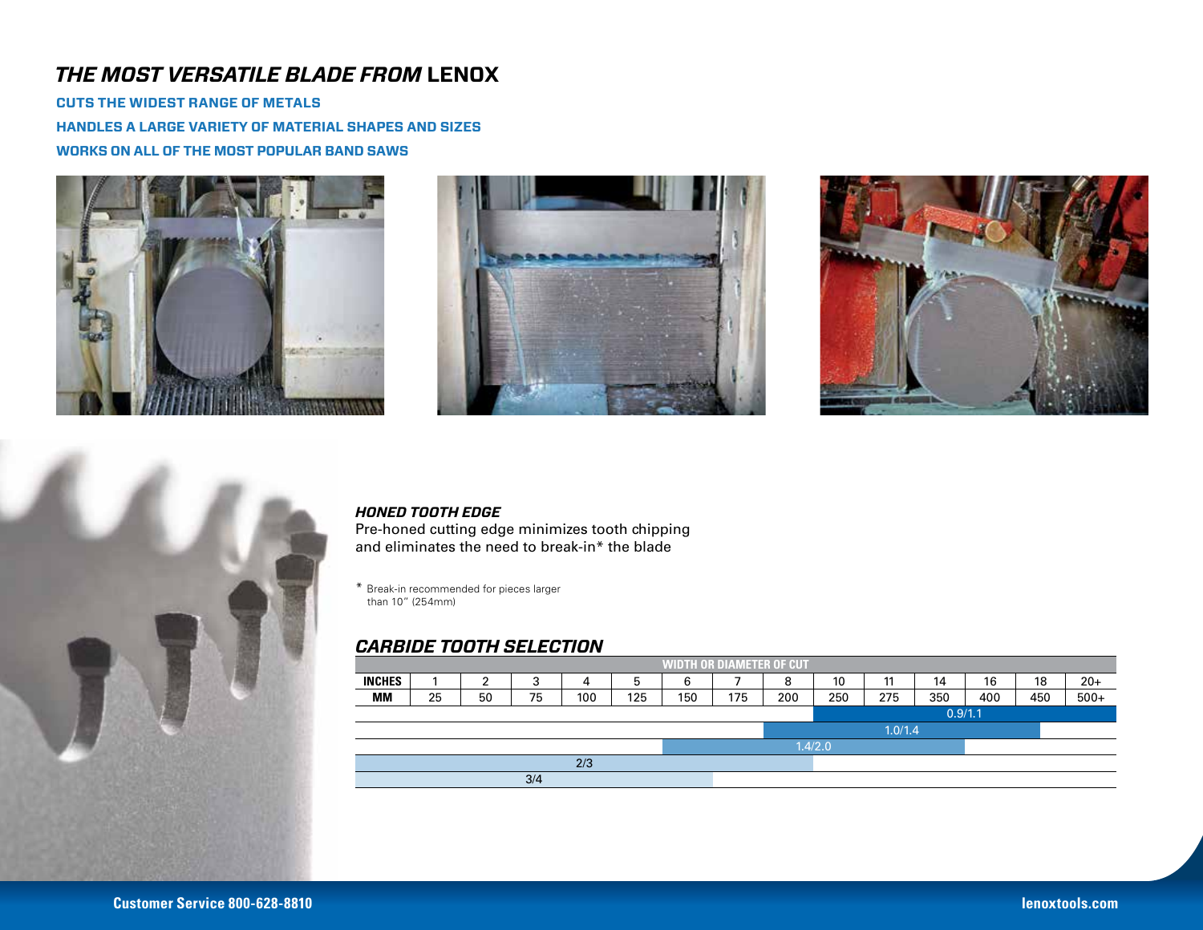# *THE MOST VERSATILE BLADE FROM* LENOX

**CUTS THE WIDEST RANGE OF METALS**

**HANDLES A LARGE VARIETY OF MATERIAL SHAPES AND SIZES**

**WORKS ON ALL OF THE MOST POPULAR BAND SAWS**

### *HONED TOOTH EDGE*

Pre-honed cutting edge minimizes tooth chipping and eliminates the need to break-in* the blade

\* Break-in recommended for pieces larger than 10" (254mm)

### *CARBIDE TOOTH SELECTION*

| WIDTH OR DIAMETER OF CUT | | | | | | | | | | | | | | |
|---|---|---|---|---|---|---|---|---|---|---|---|---|---|---|
| **INCHES** | 1 | 2 | 3 | 4 | 5 | 6 | 7 | 8 | 10 | 11 | 14 | 16 | 18 | 20+ |
| **MM** | 25 | 50 | 75 | 100 | 125 | 150 | 175 | 200 | 250 | 275 | 350 | 400 | 450 | 500+ |
| 0.9/1.1 | | | | | | | | | ● | ● | ● | ● | ● | ● |
| 1.0/1.4 | | | | | | | | ● | ● | ● | ● | ● | | |
| 1.4/2.0 | | | | | | ● | ● | ● | ● | ● | ● | | | |
| 2/3 | ● | ● | ● | ● | ● | ● | ● | ● | | | | | | |
| 3/4 | ● | ● | ● | ● | ● | ● | | | | | | | | |

**Customer Service 800-628-8810** **lenoxtools.com**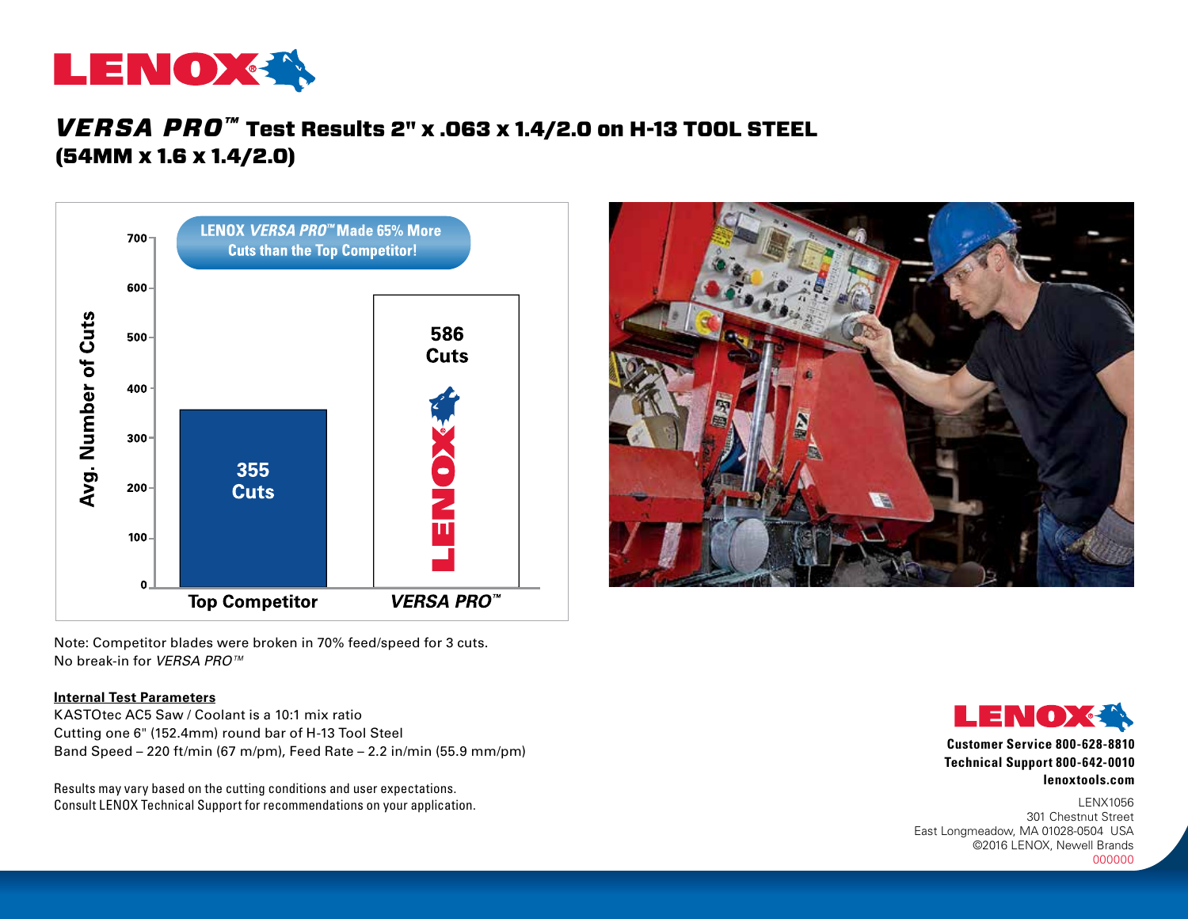# *VERSA PRO*™ Test Results 2" x .063 x 1.4/2.0 on H-13 TOOL STEEL (54MM x 1.6 x 1.4/2.0)

LENOX *VERSA PRO*™ Made 65% More Cuts than the Top Competitor!

Avg. Number of Cuts

700
600
500
400
300
200
100
0

355 Cuts

586 Cuts

Top Competitor

*VERSA PRO*™

Note: Competitor blades were broken in 70% feed/speed for 3 cuts.
No break-in for *VERSA PRO*™

**Internal Test Parameters**

KASTOtec AC5 Saw / Coolant is a 10:1 mix ratio
Cutting one 6" (152.4mm) round bar of H-13 Tool Steel
Band Speed – 220 ft/min (67 m/pm), Feed Rate – 2.2 in/min (55.9 mm/pm)

Results may vary based on the cutting conditions and user expectations.
Consult LENOX Technical Support for recommendations on your application.

**Customer Service 800-628-8810**
**Technical Support 800-642-0010**
**lenoxtools.com**

LENX1056
301 Chestnut Street
East Longmeadow, MA 01028-0504 USA
©2016 LENOX, Newell Brands
000000